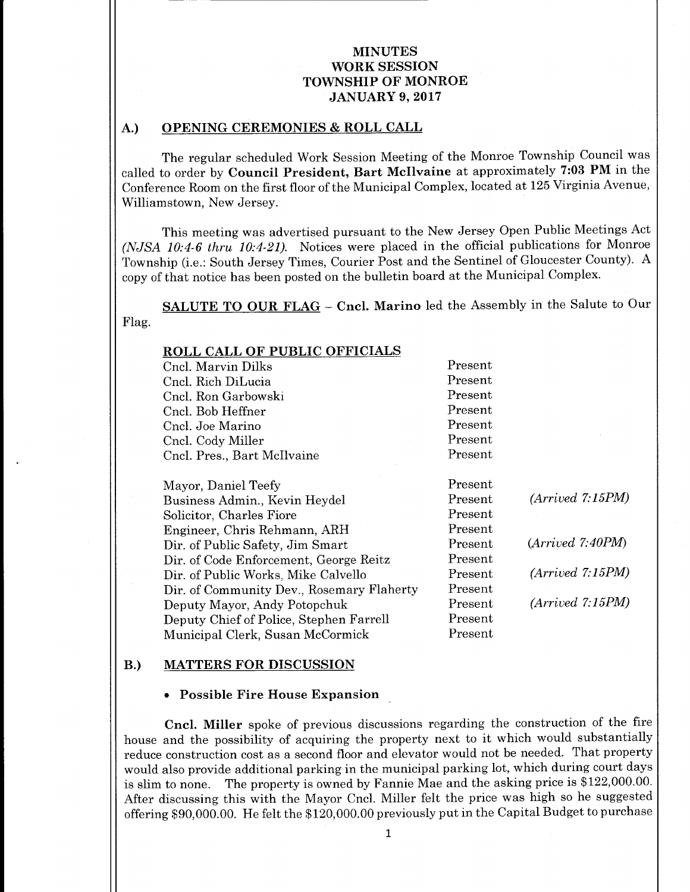# MINUTES
# WORK SESSION
# TOWNSHIP OF MONROE
# JANUARY 9, 2017

## A.) OPENING CEREMONIES & ROLL CALL

The regular scheduled Work Session Meeting of the Monroe Township Council was called to order by **Council President, Bart McIlvaine** at approximately **7:03 PM** in the Conference Room on the first floor of the Municipal Complex, located at 125 Virginia Avenue, Williamstown, New Jersey.

This meeting was advertised pursuant to the New Jersey Open Public Meetings Act *(NJSA 10:4-6 thru 10:4-21).* Notices were placed in the official publications for Monroe Township (i.e.: South Jersey Times, Courier Post and the Sentinel of Gloucester County). A copy of that notice has been posted on the bulletin board at the Municipal Complex.

**SALUTE TO OUR FLAG** – **Cncl. Marino** led the Assembly in the Salute to Our Flag.

**ROLL CALL OF PUBLIC OFFICIALS**

| | | |
|---|---|---|
| Cncl. Marvin Dilks | Present | |
| Cncl. Rich DiLucia | Present | |
| Cncl. Ron Garbowski | Present | |
| Cncl. Bob Heffner | Present | |
| Cncl. Joe Marino | Present | |
| Cncl. Cody Miller | Present | |
| Cncl. Pres., Bart McIlvaine | Present | |
| Mayor, Daniel Teefy | Present | |
| Business Admin., Kevin Heydel | Present | *(Arrived 7:15PM)* |
| Solicitor, Charles Fiore | Present | |
| Engineer, Chris Rehmann, ARH | Present | |
| Dir. of Public Safety, Jim Smart | Present | *(Arrived 7:40PM)* |
| Dir. of Code Enforcement, George Reitz | Present | |
| Dir. of Public Works, Mike Calvello | Present | *(Arrived 7:15PM)* |
| Dir. of Community Dev., Rosemary Flaherty | Present | |
| Deputy Mayor, Andy Potopchuk | Present | *(Arrived 7:15PM)* |
| Deputy Chief of Police, Stephen Farrell | Present | |
| Municipal Clerk, Susan McCormick | Present | |

## B.) MATTERS FOR DISCUSSION

- **Possible Fire House Expansion**

**Cncl. Miller** spoke of previous discussions regarding the construction of the fire house and the possibility of acquiring the property next to it which would substantially reduce construction cost as a second floor and elevator would not be needed. That property would also provide additional parking in the municipal parking lot, which during court days is slim to none. The property is owned by Fannie Mae and the asking price is $122,000.00. After discussing this with the Mayor Cncl. Miller felt the price was high so he suggested offering $90,000.00. He felt the $120,000.00 previously put in the Capital Budget to purchase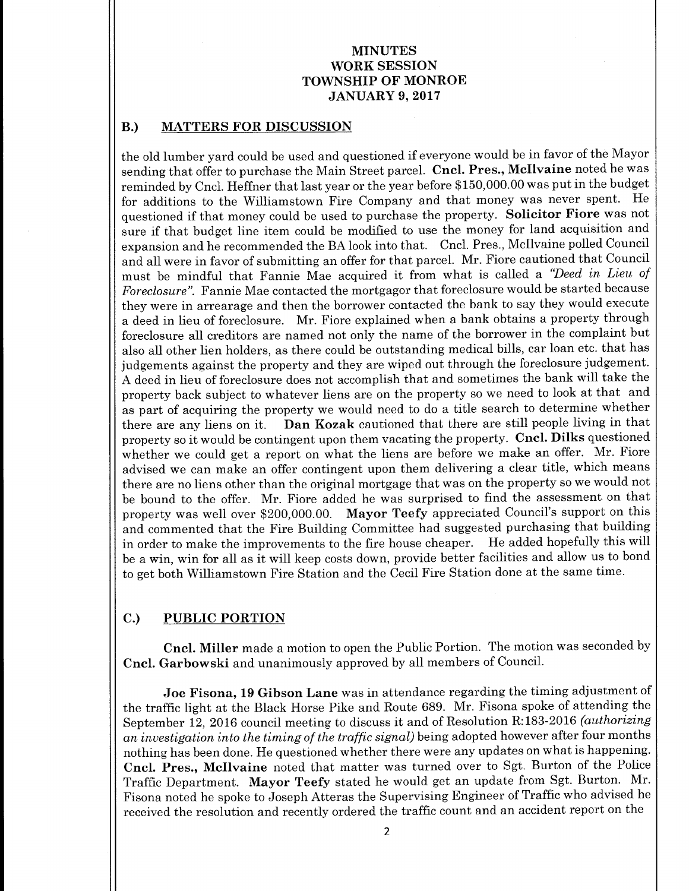## B.) MATTERS FOR DISCUSSION

the old lumber yard could be used and questioned if everyone would be in favor of the Mayor sending that offer to purchase the Main Street parcel. **Cncl. Pres., McIlvaine** noted he was reminded by Cncl. Heffner that last year or the year before $150,000.00 was put in the budget for additions to the Williamstown Fire Company and that money was never spent. He questioned if that money could be used to purchase the property. **Solicitor Fiore** was not sure if that budget line item could be modified to use the money for land acquisition and expansion and he recommended the BA look into that. Cncl. Pres., McIlvaine polled Council and all were in favor of submitting an offer for that parcel. Mr. Fiore cautioned that Council must be mindful that Fannie Mae acquired it from what is called a *"Deed in Lieu of Foreclosure"*. Fannie Mae contacted the mortgagor that foreclosure would be started because they were in arrearage and then the borrower contacted the bank to say they would execute a deed in lieu of foreclosure. Mr. Fiore explained when a bank obtains a property through foreclosure all creditors are named not only the name of the borrower in the complaint but also all other lien holders, as there could be outstanding medical bills, car loan etc. that has judgements against the property and they are wiped out through the foreclosure judgement. A deed in lieu of foreclosure does not accomplish that and sometimes the bank will take the property back subject to whatever liens are on the property so we need to look at that and as part of acquiring the property we would need to do a title search to determine whether there are any liens on it. **Dan Kozak** cautioned that there are still people living in that property so it would be contingent upon them vacating the property. **Cncl. Dilks** questioned whether we could get a report on what the liens are before we make an offer. Mr. Fiore advised we can make an offer contingent upon them delivering a clear title, which means there are no liens other than the original mortgage that was on the property so we would not be bound to the offer. Mr. Fiore added he was surprised to find the assessment on that property was well over $200,000.00. **Mayor Teefy** appreciated Council's support on this and commented that the Fire Building Committee had suggested purchasing that building in order to make the improvements to the fire house cheaper. He added hopefully this will be a win, win for all as it will keep costs down, provide better facilities and allow us to bond to get both Williamstown Fire Station and the Cecil Fire Station done at the same time.

## C.) PUBLIC PORTION

**Cncl. Miller** made a motion to open the Public Portion. The motion was seconded by **Cncl. Garbowski** and unanimously approved by all members of Council.

**Joe Fisona, 19 Gibson Lane** was in attendance regarding the timing adjustment of the traffic light at the Black Horse Pike and Route 689. Mr. Fisona spoke of attending the September 12, 2016 council meeting to discuss it and of Resolution R:183-2016 *(authorizing an investigation into the timing of the traffic signal)* being adopted however after four months nothing has been done. He questioned whether there were any updates on what is happening. **Cncl. Pres., McIlvaine** noted that matter was turned over to Sgt. Burton of the Police Traffic Department. **Mayor Teefy** stated he would get an update from Sgt. Burton. Mr. Fisona noted he spoke to Joseph Atteras the Supervising Engineer of Traffic who advised he received the resolution and recently ordered the traffic count and an accident report on the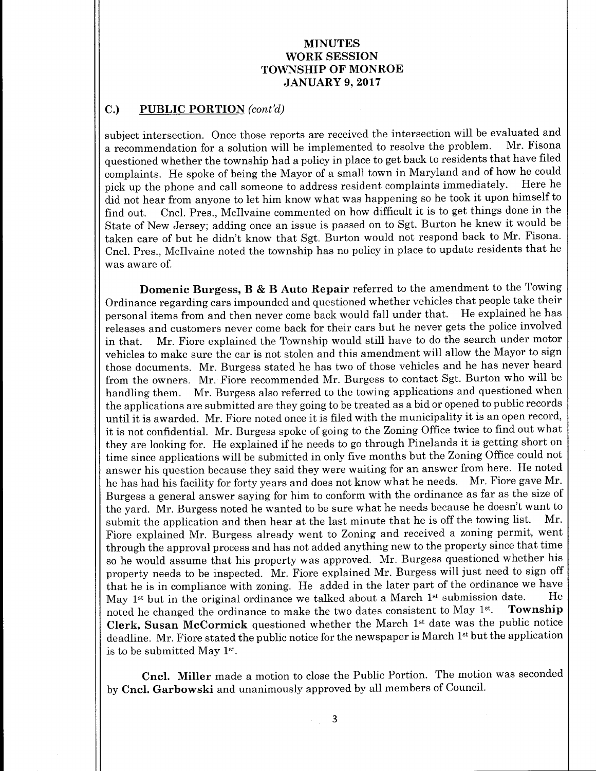# MINUTES
# WORK SESSION
# TOWNSHIP OF MONROE
# JANUARY 9, 2017

## C.) PUBLIC PORTION *(cont'd)*

subject intersection. Once those reports are received the intersection will be evaluated and a recommendation for a solution will be implemented to resolve the problem. Mr. Fisona questioned whether the township had a policy in place to get back to residents that have filed complaints. He spoke of being the Mayor of a small town in Maryland and of how he could pick up the phone and call someone to address resident complaints immediately. Here he did not hear from anyone to let him know what was happening so he took it upon himself to find out. Cncl. Pres., McIlvaine commented on how difficult it is to get things done in the State of New Jersey; adding once an issue is passed on to Sgt. Burton he knew it would be taken care of but he didn't know that Sgt. Burton would not respond back to Mr. Fisona. Cncl. Pres., McIlvaine noted the township has no policy in place to update residents that he was aware of.

**Domenic Burgess, B & B Auto Repair** referred to the amendment to the Towing Ordinance regarding cars impounded and questioned whether vehicles that people take their personal items from and then never come back would fall under that. He explained he has releases and customers never come back for their cars but he never gets the police involved in that. Mr. Fiore explained the Township would still have to do the search under motor vehicles to make sure the car is not stolen and this amendment will allow the Mayor to sign those documents. Mr. Burgess stated he has two of those vehicles and he has never heard from the owners. Mr. Fiore recommended Mr. Burgess to contact Sgt. Burton who will be handling them. Mr. Burgess also referred to the towing applications and questioned when the applications are submitted are they going to be treated as a bid or opened to public records until it is awarded. Mr. Fiore noted once it is filed with the municipality it is an open record, it is not confidential. Mr. Burgess spoke of going to the Zoning Office twice to find out what they are looking for. He explained if he needs to go through Pinelands it is getting short on time since applications will be submitted in only five months but the Zoning Office could not answer his question because they said they were waiting for an answer from here. He noted he has had his facility for forty years and does not know what he needs. Mr. Fiore gave Mr. Burgess a general answer saying for him to conform with the ordinance as far as the size of the yard. Mr. Burgess noted he wanted to be sure what he needs because he doesn't want to submit the application and then hear at the last minute that he is off the towing list. Mr. Fiore explained Mr. Burgess already went to Zoning and received a zoning permit, went through the approval process and has not added anything new to the property since that time so he would assume that his property was approved. Mr. Burgess questioned whether his property needs to be inspected. Mr. Fiore explained Mr. Burgess will just need to sign off that he is in compliance with zoning. He added in the later part of the ordinance we have May 1st but in the original ordinance we talked about a March 1st submission date. He noted he changed the ordinance to make the two dates consistent to May 1st. **Township Clerk, Susan McCormick** questioned whether the March 1st date was the public notice deadline. Mr. Fiore stated the public notice for the newspaper is March 1st but the application is to be submitted May 1st.

**Cncl. Miller** made a motion to close the Public Portion. The motion was seconded by **Cncl. Garbowski** and unanimously approved by all members of Council.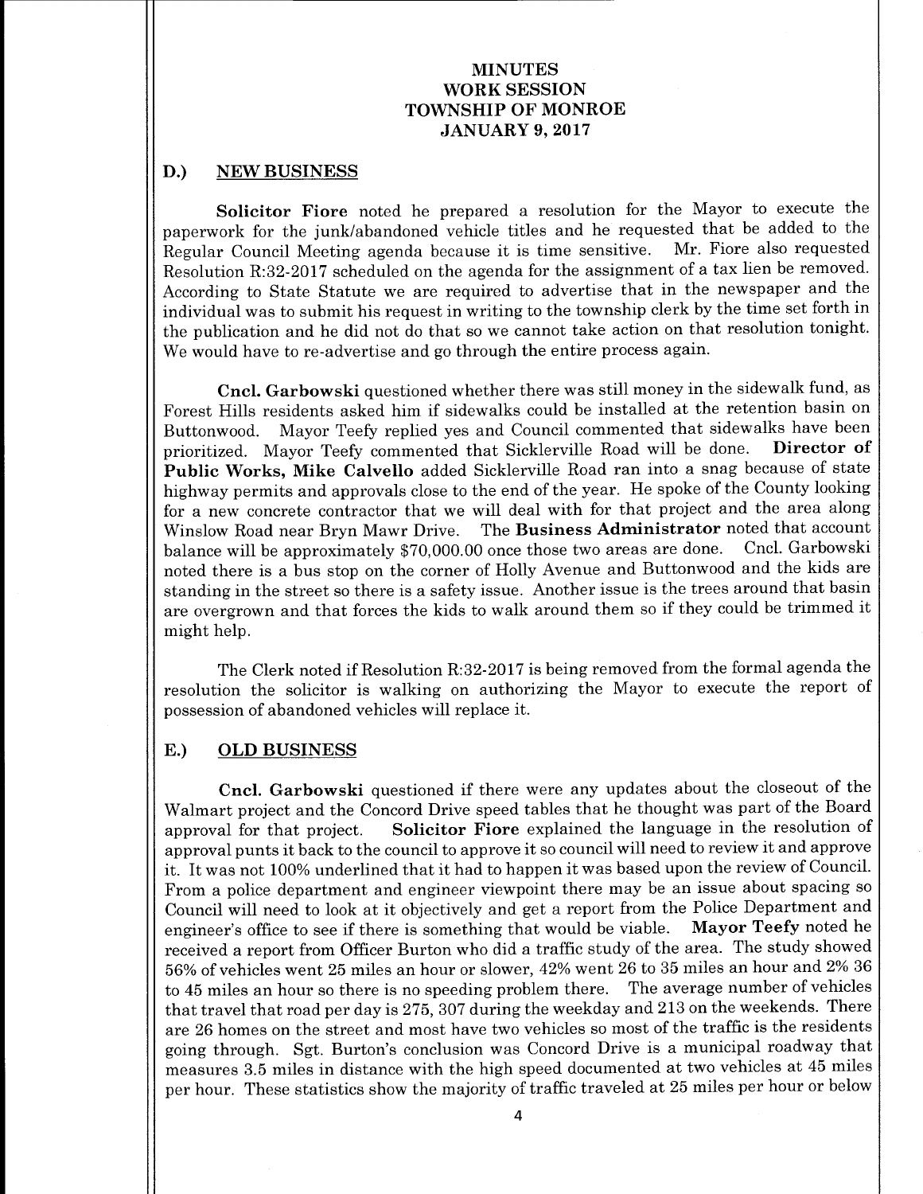# MINUTES
# WORK SESSION
# TOWNSHIP OF MONROE
# JANUARY 9, 2017

## D.) NEW BUSINESS

**Solicitor Fiore** noted he prepared a resolution for the Mayor to execute the paperwork for the junk/abandoned vehicle titles and he requested that be added to the Regular Council Meeting agenda because it is time sensitive. Mr. Fiore also requested Resolution R:32-2017 scheduled on the agenda for the assignment of a tax lien be removed. According to State Statute we are required to advertise that in the newspaper and the individual was to submit his request in writing to the township clerk by the time set forth in the publication and he did not do that so we cannot take action on that resolution tonight. We would have to re-advertise and go through the entire process again.

**Cncl. Garbowski** questioned whether there was still money in the sidewalk fund, as Forest Hills residents asked him if sidewalks could be installed at the retention basin on Buttonwood. Mayor Teefy replied yes and Council commented that sidewalks have been prioritized. Mayor Teefy commented that Sicklerville Road will be done. **Director of Public Works, Mike Calvello** added Sicklerville Road ran into a snag because of state highway permits and approvals close to the end of the year. He spoke of the County looking for a new concrete contractor that we will deal with for that project and the area along Winslow Road near Bryn Mawr Drive. The **Business Administrator** noted that account balance will be approximately $70,000.00 once those two areas are done. Cncl. Garbowski noted there is a bus stop on the corner of Holly Avenue and Buttonwood and the kids are standing in the street so there is a safety issue. Another issue is the trees around that basin are overgrown and that forces the kids to walk around them so if they could be trimmed it might help.

The Clerk noted if Resolution R:32-2017 is being removed from the formal agenda the resolution the solicitor is walking on authorizing the Mayor to execute the report of possession of abandoned vehicles will replace it.

## E.) OLD BUSINESS

**Cncl. Garbowski** questioned if there were any updates about the closeout of the Walmart project and the Concord Drive speed tables that he thought was part of the Board approval for that project. **Solicitor Fiore** explained the language in the resolution of approval punts it back to the council to approve it so council will need to review it and approve it. It was not 100% underlined that it had to happen it was based upon the review of Council. From a police department and engineer viewpoint there may be an issue about spacing so Council will need to look at it objectively and get a report from the Police Department and engineer's office to see if there is something that would be viable. **Mayor Teefy** noted he received a report from Officer Burton who did a traffic study of the area. The study showed 56% of vehicles went 25 miles an hour or slower, 42% went 26 to 35 miles an hour and 2% 36 to 45 miles an hour so there is no speeding problem there. The average number of vehicles that travel that road per day is 275, 307 during the weekday and 213 on the weekends. There are 26 homes on the street and most have two vehicles so most of the traffic is the residents going through. Sgt. Burton's conclusion was Concord Drive is a municipal roadway that measures 3.5 miles in distance with the high speed documented at two vehicles at 45 miles per hour. These statistics show the majority of traffic traveled at 25 miles per hour or below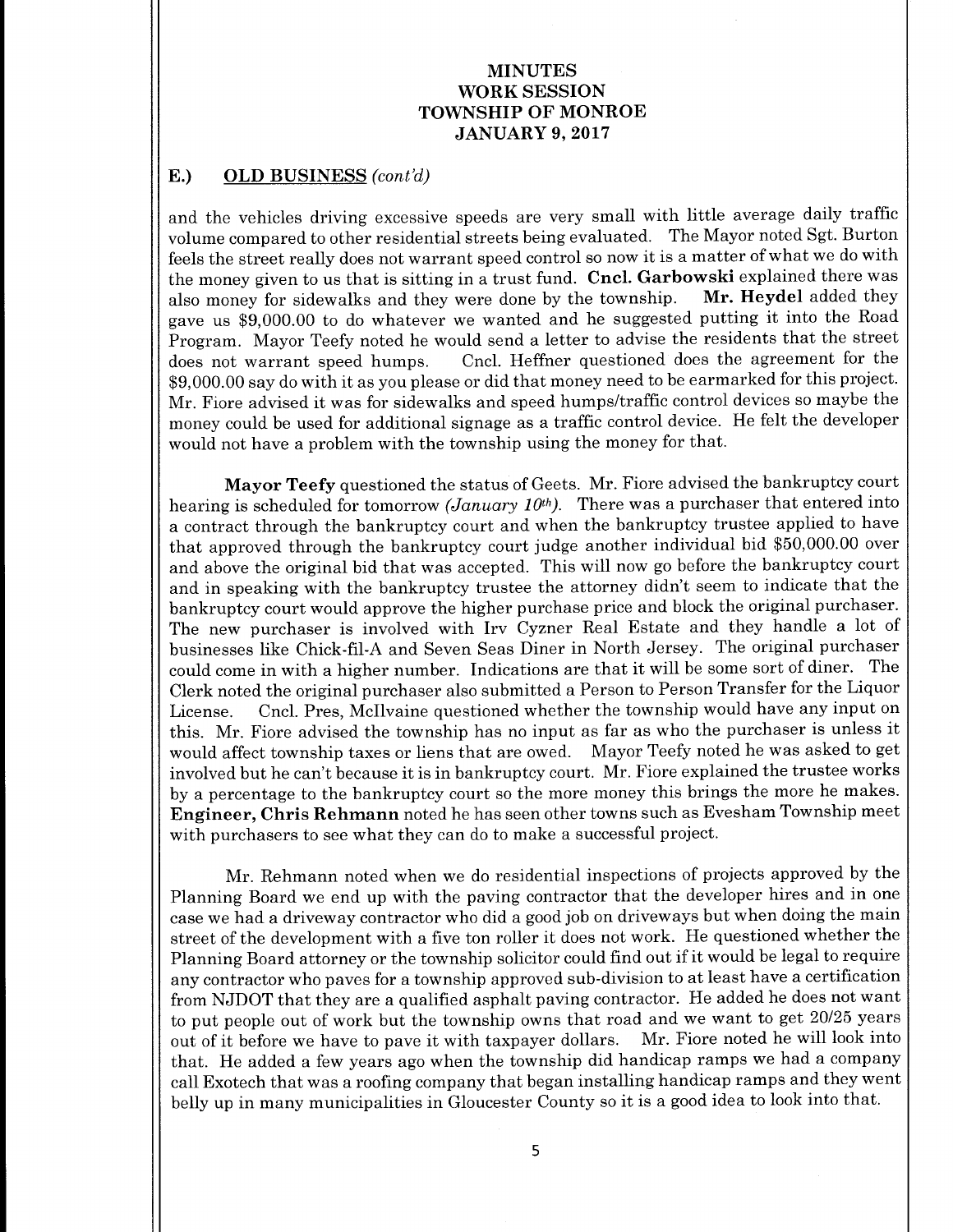# MINUTES
# WORK SESSION
# TOWNSHIP OF MONROE
# JANUARY 9, 2017

## E.) OLD BUSINESS *(cont'd)*

and the vehicles driving excessive speeds are very small with little average daily traffic volume compared to other residential streets being evaluated. The Mayor noted Sgt. Burton feels the street really does not warrant speed control so now it is a matter of what we do with the money given to us that is sitting in a trust fund. **Cncl. Garbowski** explained there was also money for sidewalks and they were done by the township. **Mr. Heydel** added they gave us $9,000.00 to do whatever we wanted and he suggested putting it into the Road Program. Mayor Teefy noted he would send a letter to advise the residents that the street does not warrant speed humps. Cncl. Heffner questioned does the agreement for the $9,000.00 say do with it as you please or did that money need to be earmarked for this project. Mr. Fiore advised it was for sidewalks and speed humps/traffic control devices so maybe the money could be used for additional signage as a traffic control device. He felt the developer would not have a problem with the township using the money for that.

**Mayor Teefy** questioned the status of Geets. Mr. Fiore advised the bankruptcy court hearing is scheduled for tomorrow *(January 10th)*. There was a purchaser that entered into a contract through the bankruptcy court and when the bankruptcy trustee applied to have that approved through the bankruptcy court judge another individual bid $50,000.00 over and above the original bid that was accepted. This will now go before the bankruptcy court and in speaking with the bankruptcy trustee the attorney didn't seem to indicate that the bankruptcy court would approve the higher purchase price and block the original purchaser. The new purchaser is involved with Irv Cyzner Real Estate and they handle a lot of businesses like Chick-fil-A and Seven Seas Diner in North Jersey. The original purchaser could come in with a higher number. Indications are that it will be some sort of diner. The Clerk noted the original purchaser also submitted a Person to Person Transfer for the Liquor License. Cncl. Pres, McIlvaine questioned whether the township would have any input on this. Mr. Fiore advised the township has no input as far as who the purchaser is unless it would affect township taxes or liens that are owed. Mayor Teefy noted he was asked to get involved but he can't because it is in bankruptcy court. Mr. Fiore explained the trustee works by a percentage to the bankruptcy court so the more money this brings the more he makes. **Engineer, Chris Rehmann** noted he has seen other towns such as Evesham Township meet with purchasers to see what they can do to make a successful project.

Mr. Rehmann noted when we do residential inspections of projects approved by the Planning Board we end up with the paving contractor that the developer hires and in one case we had a driveway contractor who did a good job on driveways but when doing the main street of the development with a five ton roller it does not work. He questioned whether the Planning Board attorney or the township solicitor could find out if it would be legal to require any contractor who paves for a township approved sub-division to at least have a certification from NJDOT that they are a qualified asphalt paving contractor. He added he does not want to put people out of work but the township owns that road and we want to get 20/25 years out of it before we have to pave it with taxpayer dollars. Mr. Fiore noted he will look into that. He added a few years ago when the township did handicap ramps we had a company call Exotech that was a roofing company that began installing handicap ramps and they went belly up in many municipalities in Gloucester County so it is a good idea to look into that.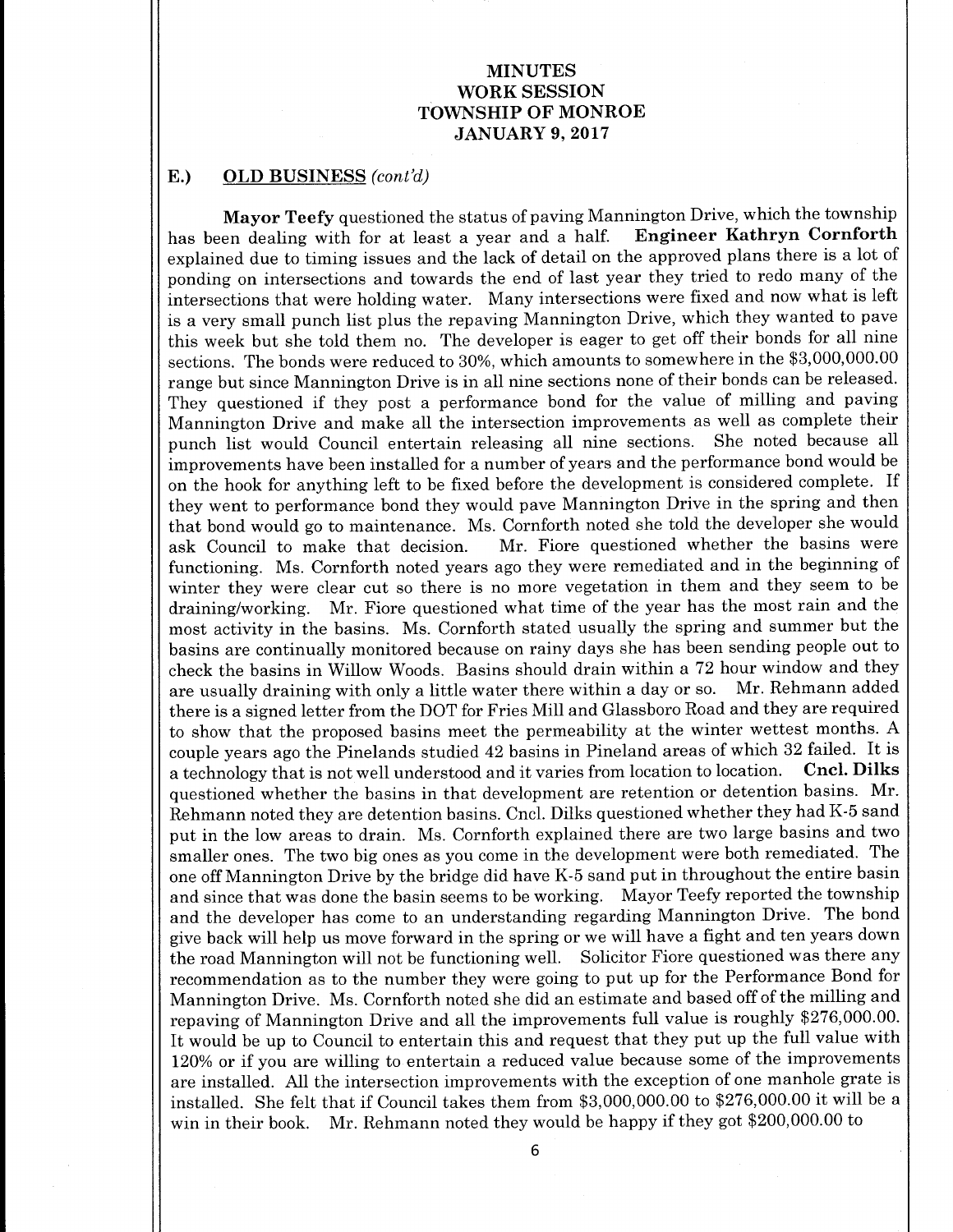# MINUTES
# WORK SESSION
# TOWNSHIP OF MONROE
# JANUARY 9, 2017

## E.) OLD BUSINESS *(cont'd)*

**Mayor Teefy** questioned the status of paving Mannington Drive, which the township has been dealing with for at least a year and a half. **Engineer Kathryn Cornforth** explained due to timing issues and the lack of detail on the approved plans there is a lot of ponding on intersections and towards the end of last year they tried to redo many of the intersections that were holding water. Many intersections were fixed and now what is left is a very small punch list plus the repaving Mannington Drive, which they wanted to pave this week but she told them no. The developer is eager to get off their bonds for all nine sections. The bonds were reduced to 30%, which amounts to somewhere in the $3,000,000.00 range but since Mannington Drive is in all nine sections none of their bonds can be released. They questioned if they post a performance bond for the value of milling and paving Mannington Drive and make all the intersection improvements as well as complete their punch list would Council entertain releasing all nine sections. She noted because all improvements have been installed for a number of years and the performance bond would be on the hook for anything left to be fixed before the development is considered complete. If they went to performance bond they would pave Mannington Drive in the spring and then that bond would go to maintenance. Ms. Cornforth noted she told the developer she would ask Council to make that decision. Mr. Fiore questioned whether the basins were functioning. Ms. Cornforth noted years ago they were remediated and in the beginning of winter they were clear cut so there is no more vegetation in them and they seem to be draining/working. Mr. Fiore questioned what time of the year has the most rain and the most activity in the basins. Ms. Cornforth stated usually the spring and summer but the basins are continually monitored because on rainy days she has been sending people out to check the basins in Willow Woods. Basins should drain within a 72 hour window and they are usually draining with only a little water there within a day or so. Mr. Rehmann added there is a signed letter from the DOT for Fries Mill and Glassboro Road and they are required to show that the proposed basins meet the permeability at the winter wettest months. A couple years ago the Pinelands studied 42 basins in Pineland areas of which 32 failed. It is a technology that is not well understood and it varies from location to location. **Cncl. Dilks** questioned whether the basins in that development are retention or detention basins. Mr. Rehmann noted they are detention basins. Cncl. Dilks questioned whether they had K-5 sand put in the low areas to drain. Ms. Cornforth explained there are two large basins and two smaller ones. The two big ones as you come in the development were both remediated. The one off Mannington Drive by the bridge did have K-5 sand put in throughout the entire basin and since that was done the basin seems to be working. Mayor Teefy reported the township and the developer has come to an understanding regarding Mannington Drive. The bond give back will help us move forward in the spring or we will have a fight and ten years down the road Mannington will not be functioning well. Solicitor Fiore questioned was there any recommendation as to the number they were going to put up for the Performance Bond for Mannington Drive. Ms. Cornforth noted she did an estimate and based off of the milling and repaving of Mannington Drive and all the improvements full value is roughly $276,000.00. It would be up to Council to entertain this and request that they put up the full value with 120% or if you are willing to entertain a reduced value because some of the improvements are installed. All the intersection improvements with the exception of one manhole grate is installed. She felt that if Council takes them from $3,000,000.00 to $276,000.00 it will be a win in their book. Mr. Rehmann noted they would be happy if they got $200,000.00 to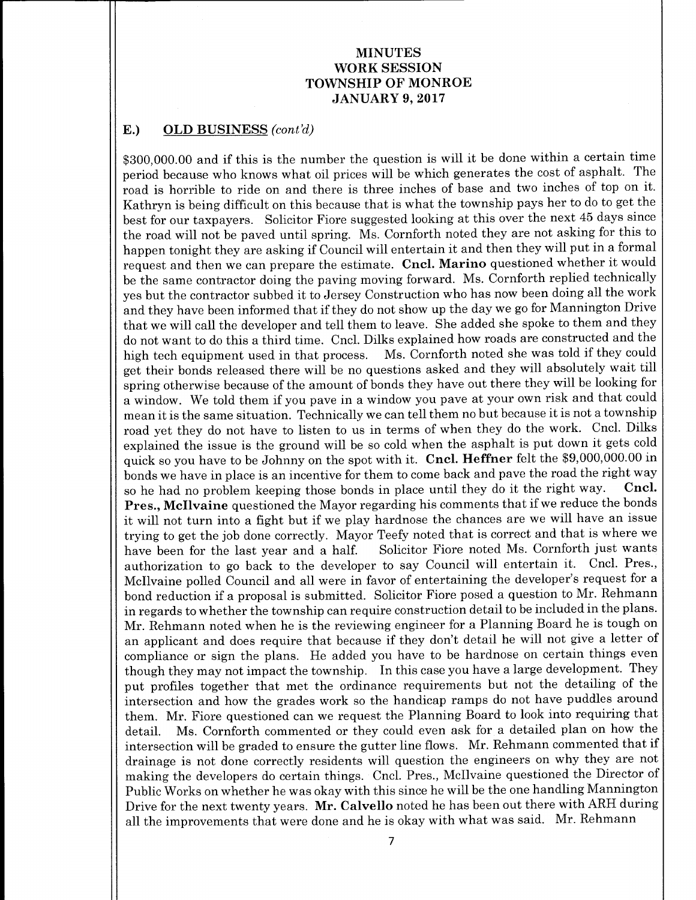# MINUTES
# WORK SESSION
# TOWNSHIP OF MONROE
# JANUARY 9, 2017

## E.) OLD BUSINESS *(cont'd)*

$300,000.00 and if this is the number the question is will it be done within a certain time period because who knows what oil prices will be which generates the cost of asphalt. The road is horrible to ride on and there is three inches of base and two inches of top on it. Kathryn is being difficult on this because that is what the township pays her to do to get the best for our taxpayers. Solicitor Fiore suggested looking at this over the next 45 days since the road will not be paved until spring. Ms. Cornforth noted they are not asking for this to happen tonight they are asking if Council will entertain it and then they will put in a formal request and then we can prepare the estimate. **Cncl. Marino** questioned whether it would be the same contractor doing the paving moving forward. Ms. Cornforth replied technically yes but the contractor subbed it to Jersey Construction who has now been doing all the work and they have been informed that if they do not show up the day we go for Mannington Drive that we will call the developer and tell them to leave. She added she spoke to them and they do not want to do this a third time. Cncl. Dilks explained how roads are constructed and the high tech equipment used in that process. Ms. Cornforth noted she was told if they could get their bonds released there will be no questions asked and they will absolutely wait till spring otherwise because of the amount of bonds they have out there they will be looking for a window. We told them if you pave in a window you pave at your own risk and that could mean it is the same situation. Technically we can tell them no but because it is not a township road yet they do not have to listen to us in terms of when they do the work. Cncl. Dilks explained the issue is the ground will be so cold when the asphalt is put down it gets cold quick so you have to be Johnny on the spot with it. **Cncl. Heffner** felt the $9,000,000.00 in bonds we have in place is an incentive for them to come back and pave the road the right way so he had no problem keeping those bonds in place until they do it the right way. **Cncl. Pres., McIlvaine** questioned the Mayor regarding his comments that if we reduce the bonds it will not turn into a fight but if we play hardnose the chances are we will have an issue trying to get the job done correctly. Mayor Teefy noted that is correct and that is where we have been for the last year and a half. Solicitor Fiore noted Ms. Cornforth just wants authorization to go back to the developer to say Council will entertain it. Cncl. Pres., McIlvaine polled Council and all were in favor of entertaining the developer's request for a bond reduction if a proposal is submitted. Solicitor Fiore posed a question to Mr. Rehmann in regards to whether the township can require construction detail to be included in the plans. Mr. Rehmann noted when he is the reviewing engineer for a Planning Board he is tough on an applicant and does require that because if they don't detail he will not give a letter of compliance or sign the plans. He added you have to be hardnose on certain things even though they may not impact the township. In this case you have a large development. They put profiles together that met the ordinance requirements but not the detailing of the intersection and how the grades work so the handicap ramps do not have puddles around them. Mr. Fiore questioned can we request the Planning Board to look into requiring that detail. Ms. Cornforth commented or they could even ask for a detailed plan on how the intersection will be graded to ensure the gutter line flows. Mr. Rehmann commented that if drainage is not done correctly residents will question the engineers on why they are not making the developers do certain things. Cncl. Pres., McIlvaine questioned the Director of Public Works on whether he was okay with this since he will be the one handling Mannington Drive for the next twenty years. **Mr. Calvello** noted he has been out there with ARH during all the improvements that were done and he is okay with what was said. Mr. Rehmann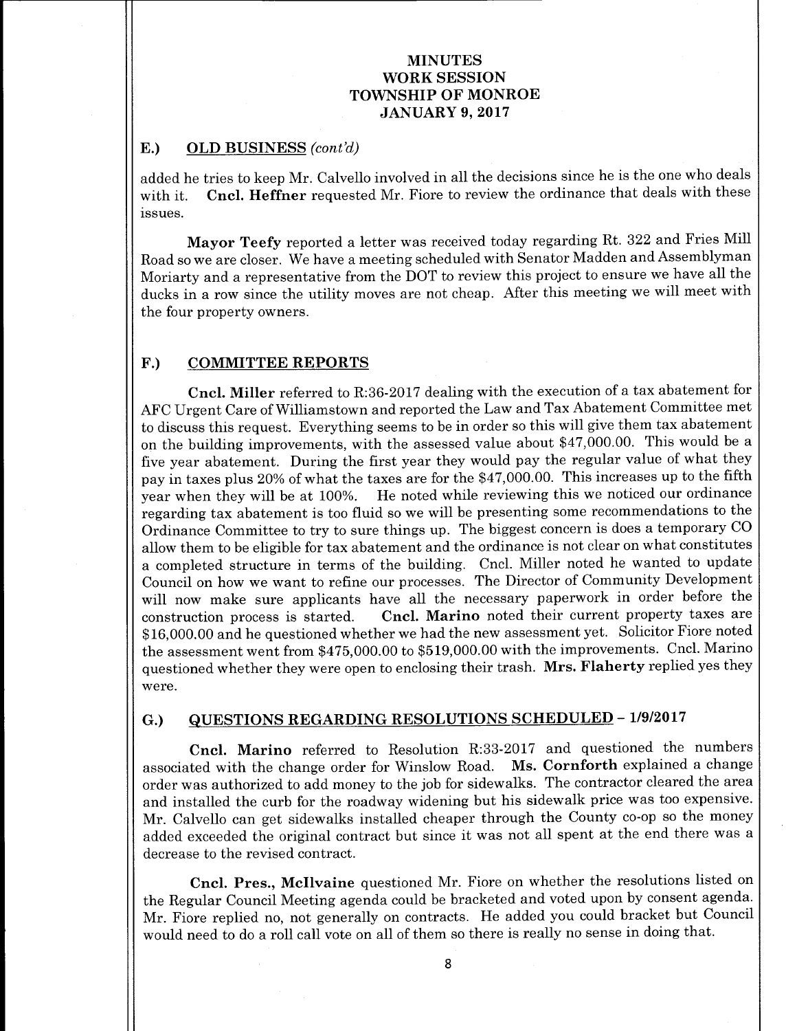# MINUTES
# WORK SESSION
# TOWNSHIP OF MONROE
# JANUARY 9, 2017

## E.) OLD BUSINESS *(cont'd)*

added he tries to keep Mr. Calvello involved in all the decisions since he is the one who deals with it. **Cncl. Heffner** requested Mr. Fiore to review the ordinance that deals with these issues.

**Mayor Teefy** reported a letter was received today regarding Rt. 322 and Fries Mill Road so we are closer. We have a meeting scheduled with Senator Madden and Assemblyman Moriarty and a representative from the DOT to review this project to ensure we have all the ducks in a row since the utility moves are not cheap. After this meeting we will meet with the four property owners.

## F.) COMMITTEE REPORTS

**Cncl. Miller** referred to R:36-2017 dealing with the execution of a tax abatement for AFC Urgent Care of Williamstown and reported the Law and Tax Abatement Committee met to discuss this request. Everything seems to be in order so this will give them tax abatement on the building improvements, with the assessed value about $47,000.00. This would be a five year abatement. During the first year they would pay the regular value of what they pay in taxes plus 20% of what the taxes are for the $47,000.00. This increases up to the fifth year when they will be at 100%. He noted while reviewing this we noticed our ordinance regarding tax abatement is too fluid so we will be presenting some recommendations to the Ordinance Committee to try to sure things up. The biggest concern is does a temporary CO allow them to be eligible for tax abatement and the ordinance is not clear on what constitutes a completed structure in terms of the building. Cncl. Miller noted he wanted to update Council on how we want to refine our processes. The Director of Community Development will now make sure applicants have all the necessary paperwork in order before the construction process is started. **Cncl. Marino** noted their current property taxes are $16,000.00 and he questioned whether we had the new assessment yet. Solicitor Fiore noted the assessment went from $475,000.00 to $519,000.00 with the improvements. Cncl. Marino questioned whether they were open to enclosing their trash. **Mrs. Flaherty** replied yes they were.

## G.) QUESTIONS REGARDING RESOLUTIONS SCHEDULED – 1/9/2017

**Cncl. Marino** referred to Resolution R:33-2017 and questioned the numbers associated with the change order for Winslow Road. **Ms. Cornforth** explained a change order was authorized to add money to the job for sidewalks. The contractor cleared the area and installed the curb for the roadway widening but his sidewalk price was too expensive. Mr. Calvello can get sidewalks installed cheaper through the County co-op so the money added exceeded the original contract but since it was not all spent at the end there was a decrease to the revised contract.

**Cncl. Pres., McIlvaine** questioned Mr. Fiore on whether the resolutions listed on the Regular Council Meeting agenda could be bracketed and voted upon by consent agenda. Mr. Fiore replied no, not generally on contracts. He added you could bracket but Council would need to do a roll call vote on all of them so there is really no sense in doing that.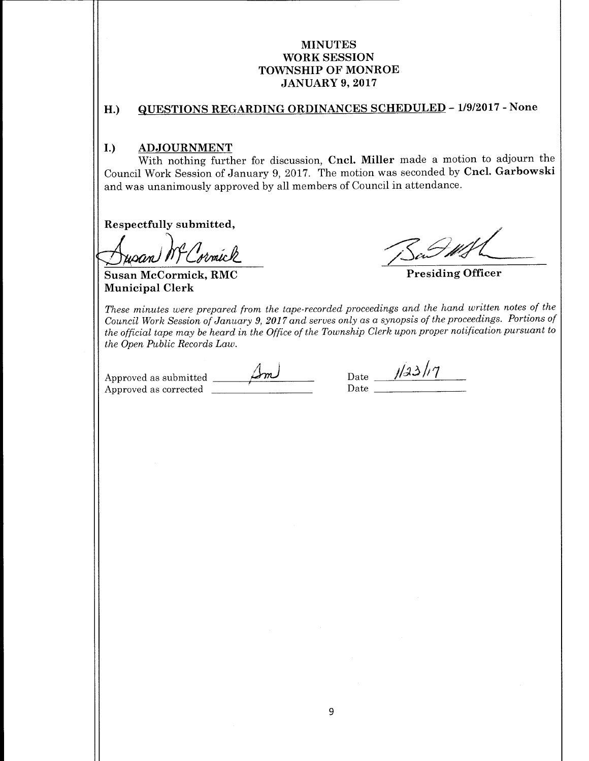# MINUTES
# WORK SESSION
# TOWNSHIP OF MONROE
# JANUARY 9, 2017

## H.) QUESTIONS REGARDING ORDINANCES SCHEDULED – 1/9/2017 - None

## I.) ADJOURNMENT

With nothing further for discussion, **Cncl. Miller** made a motion to adjourn the Council Work Session of January 9, 2017. The motion was seconded by **Cncl. Garbowski** and was unanimously approved by all members of Council in attendance.

**Respectfully submitted,**

Susan McCormick

**Susan McCormick, RMC**
**Municipal Clerk**

**Presiding Officer**

*These minutes were prepared from the tape-recorded proceedings and the hand written notes of the Council Work Session of January 9, 2017 and serves only as a synopsis of the proceedings. Portions of the official tape may be heard in the Office of the Township Clerk upon proper notification pursuant to the Open Public Records Law.*

Approved as submitted Sm Date 1/23/17
Approved as corrected __________ Date __________